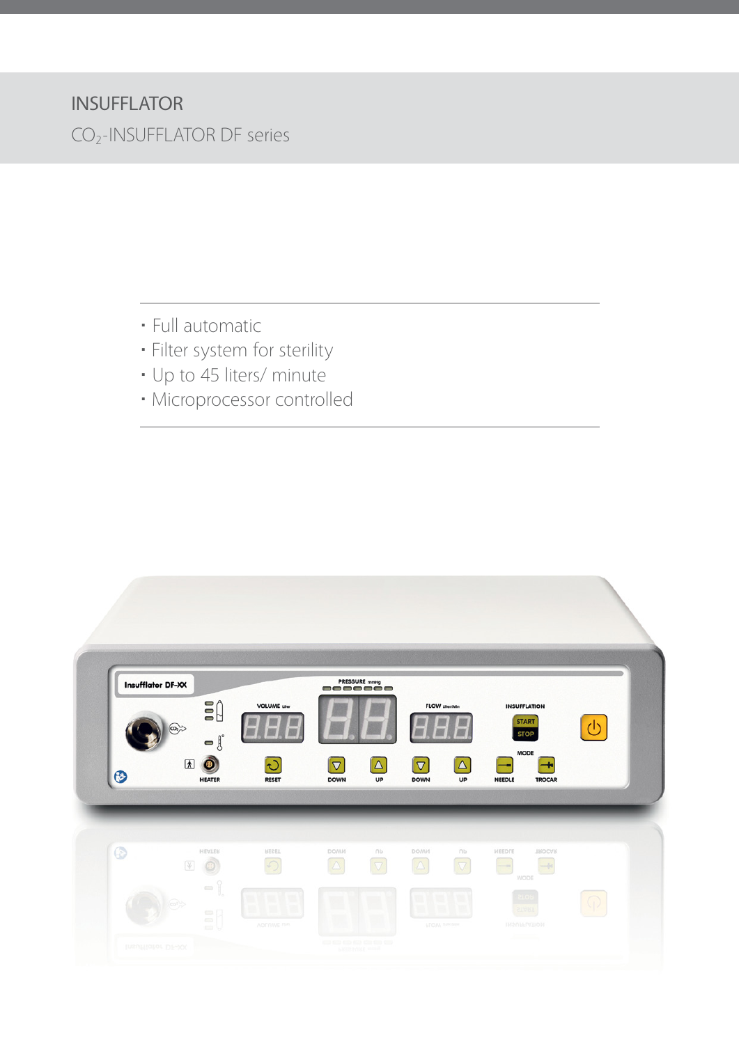# INSUFFLATOR

## $CO_2$-INSUFFLATOR DF series

- Full automatic
- Filter system for sterility
- Up to 45 liters/ minute
- Microprocessor controlled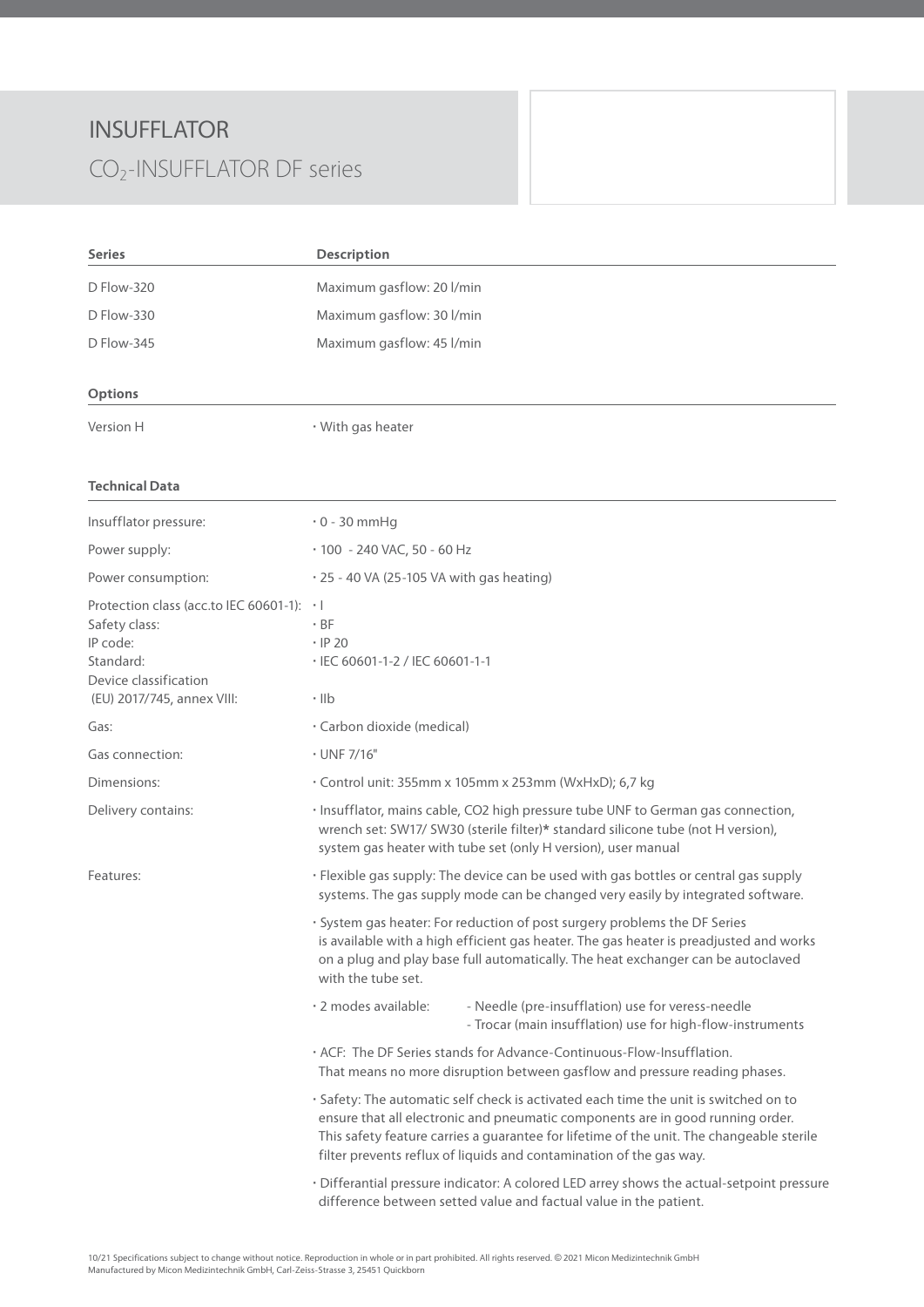# INSUFFLATOR

## $CO_2$-INSUFFLATOR DF series

| Series | Description |
|---|---|
| D Flow-320 | Maximum gasflow: 20 l/min |
| D Flow-330 | Maximum gasflow: 30 l/min |
| D Flow-345 | Maximum gasflow: 45 l/min |

| Options | |
|---|---|
| Version H | • With gas heater |

| Technical Data | |
|---|---|
| Insufflator pressure: | • 0 - 30 mmHg |
| Power supply: | • 100 - 240 VAC, 50 - 60 Hz |
| Power consumption: | • 25 - 40 VA (25-105 VA with gas heating) |
| Protection class (acc.to IEC 60601-1): | • I |
| Safety class: | • BF |
| IP code: | • IP 20 |
| Standard: | • IEC 60601-1-2 / IEC 60601-1-1 |
| Device classification (EU) 2017/745, annex VIII: | • IIb |
| Gas: | • Carbon dioxide (medical) |
| Gas connection: | • UNF 7/16" |
| Dimensions: | • Control unit: 355mm x 105mm x 253mm (WxHxD); 6,7 kg |
| Delivery contains: | • Insufflator, mains cable, CO2 high pressure tube UNF to German gas connection, wrench set: SW17/ SW30 (sterile filter)* standard silicone tube (not H version), system gas heater with tube set (only H version), user manual |
| Features: | • Flexible gas supply: The device can be used with gas bottles or central gas supply systems. The gas supply mode can be changed very easily by integrated software. |
| | • System gas heater: For reduction of post surgery problems the DF Series is available with a high efficient gas heater. The gas heater is preadjusted and works on a plug and play base full automatically. The heat exchanger can be autoclaved with the tube set. |
| | • 2 modes available: - Needle (pre-insufflation) use for veress-needle - Trocar (main insufflation) use for high-flow-instruments |
| | • ACF: The DF Series stands for Advance-Continuous-Flow-Insufflation. That means no more disruption between gasflow and pressure reading phases. |
| | • Safety: The automatic self check is activated each time the unit is switched on to ensure that all electronic and pneumatic components are in good running order. This safety feature carries a guarantee for lifetime of the unit. The changeable sterile filter prevents reflux of liquids and contamination of the gas way. |
| | • Differantial pressure indicator: A colored LED arrey shows the actual-setpoint pressure difference between setted value and factual value in the patient. |

10/21 Specifications subject to change without notice. Reproduction in whole or in part prohibited. All rights reserved. © 2021 Micon Medizintechnik GmbH
Manufactured by Micon Medizintechnik GmbH, Carl-Zeiss-Strasse 3, 25451 Quickborn